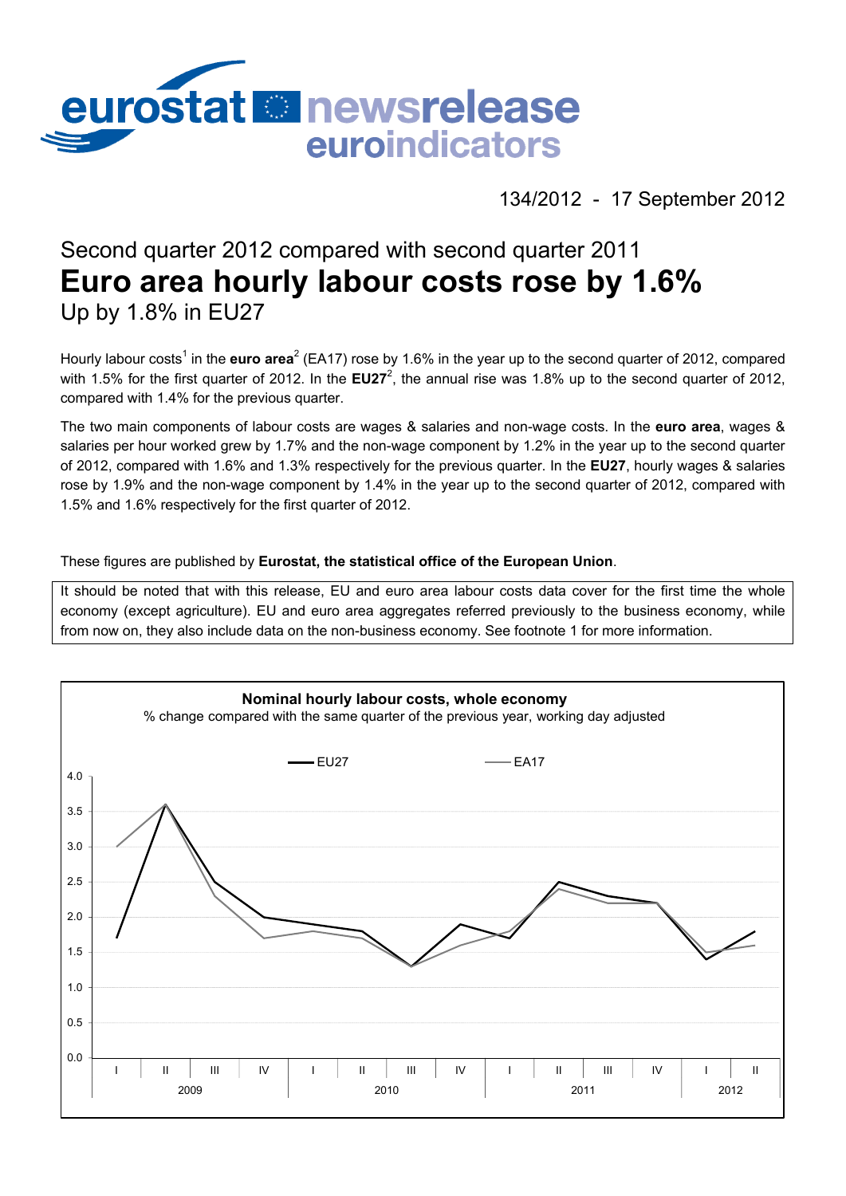eurostat newsrelease euroindicators

134/2012 - 17 September 2012

## Second quarter 2012 compared with second quarter 2011

# Euro area hourly labour costs rose by 1.6%

### Up by 1.8% in EU27

Hourly labour costs[1] in the **euro area**[2] (EA17) rose by 1.6% in the year up to the second quarter of 2012, compared with 1.5% for the first quarter of 2012. In the **EU27**[2], the annual rise was 1.8% up to the second quarter of 2012, compared with 1.4% for the previous quarter.

The two main components of labour costs are wages & salaries and non-wage costs. In the **euro area**, wages & salaries per hour worked grew by 1.7% and the non-wage component by 1.2% in the year up to the second quarter of 2012, compared with 1.6% and 1.3% respectively for the previous quarter. In the **EU27**, hourly wages & salaries rose by 1.9% and the non-wage component by 1.4% in the year up to the second quarter of 2012, compared with 1.5% and 1.6% respectively for the first quarter of 2012.

These figures are published by **Eurostat, the statistical office of the European Union**.

It should be noted that with this release, EU and euro area labour costs data cover for the first time the whole economy (except agriculture). EU and euro area aggregates referred previously to the business economy, while from now on, they also include data on the non-business economy. See footnote 1 for more information.

**Nominal hourly labour costs, whole economy**

% change compared with the same quarter of the previous year, working day adjusted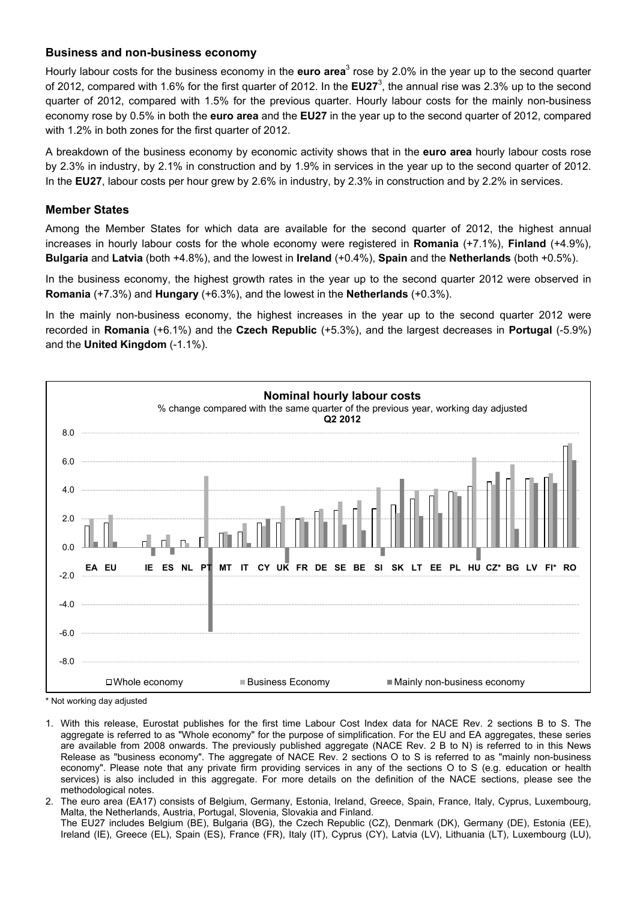### Business and non-business economy

Hourly labour costs for the business economy in the **euro area**[3] rose by 2.0% in the year up to the second quarter of 2012, compared with 1.6% for the first quarter of 2012. In the **EU27**[3], the annual rise was 2.3% up to the second quarter of 2012, compared with 1.5% for the previous quarter. Hourly labour costs for the mainly non-business economy rose by 0.5% in both the **euro area** and the **EU27** in the year up to the second quarter of 2012, compared with 1.2% in both zones for the first quarter of 2012.

A breakdown of the business economy by economic activity shows that in the **euro area** hourly labour costs rose by 2.3% in industry, by 2.1% in construction and by 1.9% in services in the year up to the second quarter of 2012. In the **EU27**, labour costs per hour grew by 2.6% in industry, by 2.3% in construction and by 2.2% in services.

### Member States

Among the Member States for which data are available for the second quarter of 2012, the highest annual increases in hourly labour costs for the whole economy were registered in **Romania** (+7.1%), **Finland** (+4.9%), **Bulgaria** and **Latvia** (both +4.8%), and the lowest in **Ireland** (+0.4%), **Spain** and the **Netherlands** (both +0.5%).

In the business economy, the highest growth rates in the year up to the second quarter 2012 were observed in **Romania** (+7.3%) and **Hungary** (+6.3%), and the lowest in the **Netherlands** (+0.3%).

In the mainly non-business economy, the highest increases in the year up to the second quarter 2012 were recorded in **Romania** (+6.1%) and the **Czech Republic** (+5.3%), and the largest decreases in **Portugal** (-5.9%) and the **United Kingdom** (-1.1%).

**Nominal hourly labour costs**
% change compared with the same quarter of the previous year, working day adjusted
**Q2 2012**

EA EU IE ES NL PT MT IT CY UK FR DE SE BE SI SK LT EE PL HU CZ* BG LV FI* RO

□ Whole economy ■ Business Economy ■ Mainly non-business economy

\* Not working day adjusted

1. With this release, Eurostat publishes for the first time Labour Cost Index data for NACE Rev. 2 sections B to S. The aggregate is referred to as "Whole economy" for the purpose of simplification. For the EU and EA aggregates, these series are available from 2008 onwards. The previously published aggregate (NACE Rev. 2 B to N) is referred to in this News Release as "business economy". The aggregate of NACE Rev. 2 sections O to S is referred to as "mainly non-business economy". Please note that any private firm providing services in any of the sections O to S (e.g. education or health services) is also included in this aggregate. For more details on the definition of the NACE sections, please see the methodological notes.
2. The euro area (EA17) consists of Belgium, Germany, Estonia, Ireland, Greece, Spain, France, Italy, Cyprus, Luxembourg, Malta, the Netherlands, Austria, Portugal, Slovenia, Slovakia and Finland.
   The EU27 includes Belgium (BE), Bulgaria (BG), the Czech Republic (CZ), Denmark (DK), Germany (DE), Estonia (EE), Ireland (IE), Greece (EL), Spain (ES), France (FR), Italy (IT), Cyprus (CY), Latvia (LV), Lithuania (LT), Luxembourg (LU),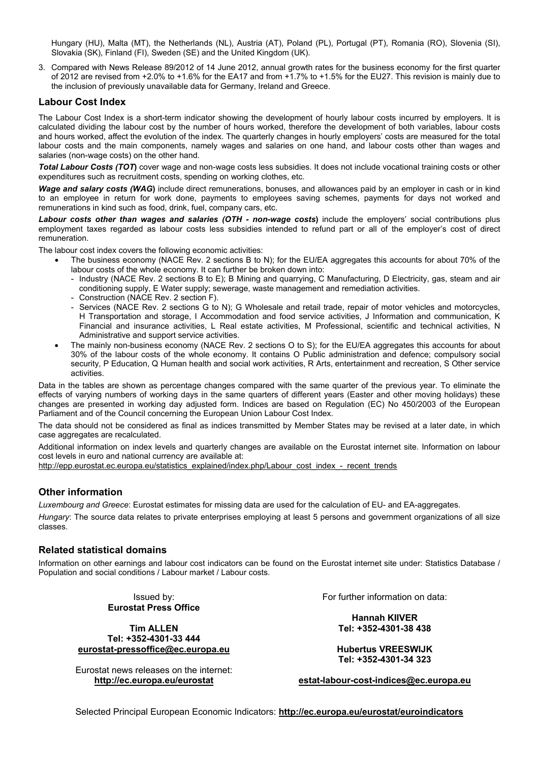Hungary (HU), Malta (MT), the Netherlands (NL), Austria (AT), Poland (PL), Portugal (PT), Romania (RO), Slovenia (SI), Slovakia (SK), Finland (FI), Sweden (SE) and the United Kingdom (UK).

3. Compared with News Release 89/2012 of 14 June 2012, annual growth rates for the business economy for the first quarter of 2012 are revised from +2.0% to +1.6% for the EA17 and from +1.7% to +1.5% for the EU27. This revision is mainly due to the inclusion of previously unavailable data for Germany, Ireland and Greece.

## Labour Cost Index

The Labour Cost Index is a short-term indicator showing the development of hourly labour costs incurred by employers. It is calculated dividing the labour cost by the number of hours worked, therefore the development of both variables, labour costs and hours worked, affect the evolution of the index. The quarterly changes in hourly employers' costs are measured for the total labour costs and the main components, namely wages and salaries on one hand, and labour costs other than wages and salaries (non-wage costs) on the other hand.

***Total Labour Costs (TOT)*** cover wage and non-wage costs less subsidies. It does not include vocational training costs or other expenditures such as recruitment costs, spending on working clothes, etc.

***Wage and salary costs (WAG)*** include direct remunerations, bonuses, and allowances paid by an employer in cash or in kind to an employee in return for work done, payments to employees saving schemes, payments for days not worked and remunerations in kind such as food, drink, fuel, company cars, etc.

***Labour costs other than wages and salaries (OTH - non-wage costs)*** include the employers' social contributions plus employment taxes regarded as labour costs less subsidies intended to refund part or all of the employer's cost of direct remuneration.

The labour cost index covers the following economic activities:

- The business economy (NACE Rev. 2 sections B to N); for the EU/EA aggregates this accounts for about 70% of the labour costs of the whole economy. It can further be broken down into:
  - Industry (NACE Rev. 2 sections B to E); B Mining and quarrying, C Manufacturing, D Electricity, gas, steam and air conditioning supply, E Water supply; sewerage, waste management and remediation activities.
  - Construction (NACE Rev. 2 section F).
  - Services (NACE Rev. 2 sections G to N); G Wholesale and retail trade, repair of motor vehicles and motorcycles, H Transportation and storage, I Accommodation and food service activities, J Information and communication, K Financial and insurance activities, L Real estate activities, M Professional, scientific and technical activities, N Administrative and support service activities.
- The mainly non-business economy (NACE Rev. 2 sections O to S); for the EU/EA aggregates this accounts for about 30% of the labour costs of the whole economy. It contains O Public administration and defence; compulsory social security, P Education, Q Human health and social work activities, R Arts, entertainment and recreation, S Other service activities.

Data in the tables are shown as percentage changes compared with the same quarter of the previous year. To eliminate the effects of varying numbers of working days in the same quarters of different years (Easter and other moving holidays) these changes are presented in working day adjusted form. Indices are based on Regulation (EC) No 450/2003 of the European Parliament and of the Council concerning the European Union Labour Cost Index.

The data should not be considered as final as indices transmitted by Member States may be revised at a later date, in which case aggregates are recalculated.

Additional information on index levels and quarterly changes are available on the Eurostat internet site. Information on labour cost levels in euro and national currency are available at:
http://epp.eurostat.ec.europa.eu/statistics_explained/index.php/Labour_cost_index_-_recent_trends

## Other information

*Luxembourg and Greece*: Eurostat estimates for missing data are used for the calculation of EU- and EA-aggregates.

*Hungary*: The source data relates to private enterprises employing at least 5 persons and government organizations of all size classes.

## Related statistical domains

Information on other earnings and labour cost indicators can be found on the Eurostat internet site under: Statistics Database / Population and social conditions / Labour market / Labour costs.

Issued by:
**Eurostat Press Office**

**Tim ALLEN**
**Tel: +352-4301-33 444**
**eurostat-pressoffice@ec.europa.eu**

Eurostat news releases on the internet:
**http://ec.europa.eu/eurostat**

For further information on data:

**Hannah KIIVER**
**Tel: +352-4301-38 438**

**Hubertus VREESWIJK**
**Tel: +352-4301-34 323**

**estat-labour-cost-indices@ec.europa.eu**

Selected Principal European Economic Indicators: **http://ec.europa.eu/eurostat/euroindicators**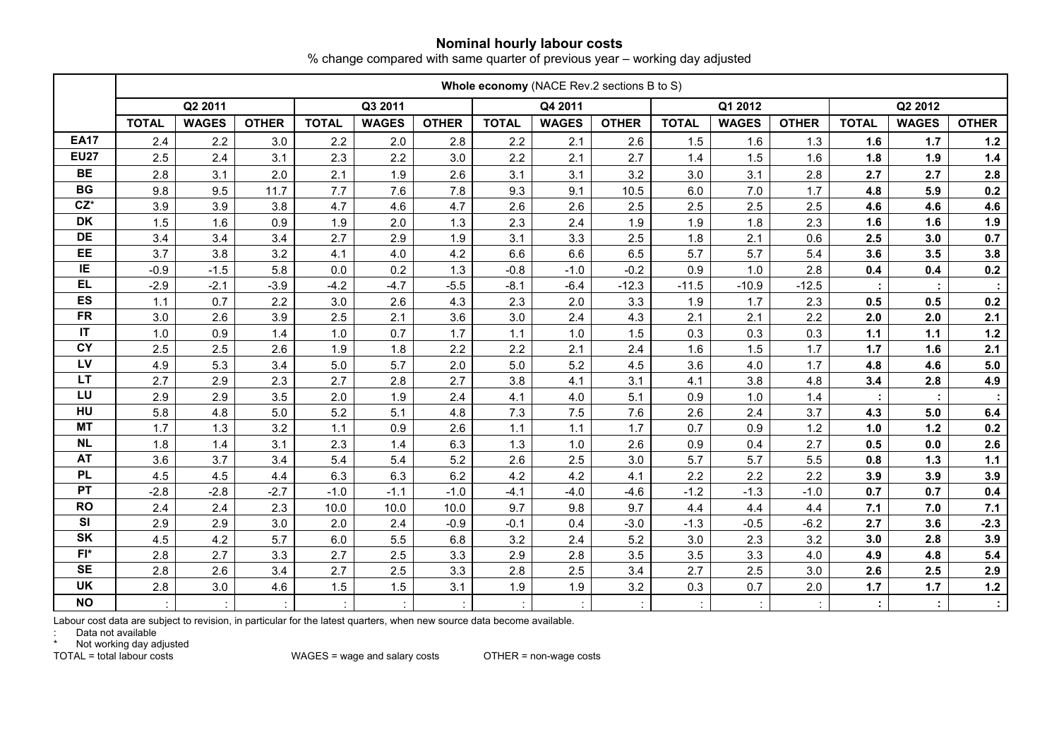## Nominal hourly labour costs

% change compared with same quarter of previous year – working day adjusted

| | Whole economy (NACE Rev.2 sections B to S) | | | | | | | | | | | | | | |
|---|---|---|---|---|---|---|---|---|---|---|---|---|---|---|---|
| | Q2 2011 | | | Q3 2011 | | | Q4 2011 | | | Q1 2012 | | | Q2 2012 | | |
| | TOTAL | WAGES | OTHER | TOTAL | WAGES | OTHER | TOTAL | WAGES | OTHER | TOTAL | WAGES | OTHER | TOTAL | WAGES | OTHER |
| **EA17** | 2.4 | 2.2 | 3.0 | 2.2 | 2.0 | 2.8 | 2.2 | 2.1 | 2.6 | 1.5 | 1.6 | 1.3 | **1.6** | **1.7** | **1.2** |
| **EU27** | 2.5 | 2.4 | 3.1 | 2.3 | 2.2 | 3.0 | 2.2 | 2.1 | 2.7 | 1.4 | 1.5 | 1.6 | **1.8** | **1.9** | **1.4** |
| **BE** | 2.8 | 3.1 | 2.0 | 2.1 | 1.9 | 2.6 | 3.1 | 3.1 | 3.2 | 3.0 | 3.1 | 2.8 | **2.7** | **2.7** | **2.8** |
| **BG** | 9.8 | 9.5 | 11.7 | 7.7 | 7.6 | 7.8 | 9.3 | 9.1 | 10.5 | 6.0 | 7.0 | 1.7 | **4.8** | **5.9** | **0.2** |
| **CZ*** | 3.9 | 3.9 | 3.8 | 4.7 | 4.6 | 4.7 | 2.6 | 2.6 | 2.5 | 2.5 | 2.5 | 2.5 | **4.6** | **4.6** | **4.6** |
| **DK** | 1.5 | 1.6 | 0.9 | 1.9 | 2.0 | 1.3 | 2.3 | 2.4 | 1.9 | 1.9 | 1.8 | 2.3 | **1.6** | **1.6** | **1.9** |
| **DE** | 3.4 | 3.4 | 3.4 | 2.7 | 2.9 | 1.9 | 3.1 | 3.3 | 2.5 | 1.8 | 2.1 | 0.6 | **2.5** | **3.0** | **0.7** |
| **EE** | 3.7 | 3.8 | 3.2 | 4.1 | 4.0 | 4.2 | 6.6 | 6.6 | 6.5 | 5.7 | 5.7 | 5.4 | **3.6** | **3.5** | **3.8** |
| **IE** | -0.9 | -1.5 | 5.8 | 0.0 | 0.2 | 1.3 | -0.8 | -1.0 | -0.2 | 0.9 | 1.0 | 2.8 | **0.4** | **0.4** | **0.2** |
| **EL** | -2.9 | -2.1 | -3.9 | -4.2 | -4.7 | -5.5 | -8.1 | -6.4 | -12.3 | -11.5 | -10.9 | -12.5 | **:** | **:** | **:** |
| **ES** | 1.1 | 0.7 | 2.2 | 3.0 | 2.6 | 4.3 | 2.3 | 2.0 | 3.3 | 1.9 | 1.7 | 2.3 | **0.5** | **0.5** | **0.2** |
| **FR** | 3.0 | 2.6 | 3.9 | 2.5 | 2.1 | 3.6 | 3.0 | 2.4 | 4.3 | 2.1 | 2.1 | 2.2 | **2.0** | **2.0** | **2.1** |
| **IT** | 1.0 | 0.9 | 1.4 | 1.0 | 0.7 | 1.7 | 1.1 | 1.0 | 1.5 | 0.3 | 0.3 | 0.3 | **1.1** | **1.1** | **1.2** |
| **CY** | 2.5 | 2.5 | 2.6 | 1.9 | 1.8 | 2.2 | 2.2 | 2.1 | 2.4 | 1.6 | 1.5 | 1.7 | **1.7** | **1.6** | **2.1** |
| **LV** | 4.9 | 5.3 | 3.4 | 5.0 | 5.7 | 2.0 | 5.0 | 5.2 | 4.5 | 3.6 | 4.0 | 1.7 | **4.8** | **4.6** | **5.0** |
| **LT** | 2.7 | 2.9 | 2.3 | 2.7 | 2.8 | 2.7 | 3.8 | 4.1 | 3.1 | 4.1 | 3.8 | 4.8 | **3.4** | **2.8** | **4.9** |
| **LU** | 2.9 | 2.9 | 3.5 | 2.0 | 1.9 | 2.4 | 4.1 | 4.0 | 5.1 | 0.9 | 1.0 | 1.4 | **:** | **:** | **:** |
| **HU** | 5.8 | 4.8 | 5.0 | 5.2 | 5.1 | 4.8 | 7.3 | 7.5 | 7.6 | 2.6 | 2.4 | 3.7 | **4.3** | **5.0** | **6.4** |
| **MT** | 1.7 | 1.3 | 3.2 | 1.1 | 0.9 | 2.6 | 1.1 | 1.1 | 1.7 | 0.7 | 0.9 | 1.2 | **1.0** | **1.2** | **0.2** |
| **NL** | 1.8 | 1.4 | 3.1 | 2.3 | 1.4 | 6.3 | 1.3 | 1.0 | 2.6 | 0.9 | 0.4 | 2.7 | **0.5** | **0.0** | **2.6** |
| **AT** | 3.6 | 3.7 | 3.4 | 5.4 | 5.4 | 5.2 | 2.6 | 2.5 | 3.0 | 5.7 | 5.7 | 5.5 | **0.8** | **1.3** | **1.1** |
| **PL** | 4.5 | 4.5 | 4.4 | 6.3 | 6.3 | 6.2 | 4.2 | 4.2 | 4.1 | 2.2 | 2.2 | 2.2 | **3.9** | **3.9** | **3.9** |
| **PT** | -2.8 | -2.8 | -2.7 | -1.0 | -1.1 | -1.0 | -4.1 | -4.0 | -4.6 | -1.2 | -1.3 | -1.0 | **0.7** | **0.7** | **0.4** |
| **RO** | 2.4 | 2.4 | 2.3 | 10.0 | 10.0 | 10.0 | 9.7 | 9.8 | 9.7 | 4.4 | 4.4 | 4.4 | **7.1** | **7.0** | **7.1** |
| **SI** | 2.9 | 2.9 | 3.0 | 2.0 | 2.4 | -0.9 | -0.1 | 0.4 | -3.0 | -1.3 | -0.5 | -6.2 | **2.7** | **3.6** | **-2.3** |
| **SK** | 4.5 | 4.2 | 5.7 | 6.0 | 5.5 | 6.8 | 3.2 | 2.4 | 5.2 | 3.0 | 2.3 | 3.2 | **3.0** | **2.8** | **3.9** |
| **FI*** | 2.8 | 2.7 | 3.3 | 2.7 | 2.5 | 3.3 | 2.9 | 2.8 | 3.5 | 3.5 | 3.3 | 4.0 | **4.9** | **4.8** | **5.4** |
| **SE** | 2.8 | 2.6 | 3.4 | 2.7 | 2.5 | 3.3 | 2.8 | 2.5 | 3.4 | 2.7 | 2.5 | 3.0 | **2.6** | **2.5** | **2.9** |
| **UK** | 2.8 | 3.0 | 4.6 | 1.5 | 1.5 | 3.1 | 1.9 | 1.9 | 3.2 | 0.3 | 0.7 | 2.0 | **1.7** | **1.7** | **1.2** |
| **NO** | : | : | : | : | : | : | : | : | : | : | : | : | **:** | **:** | **:** |

Labour cost data are subject to revision, in particular for the latest quarters, when new source data become available.

: Data not available

\* Not working day adjusted

TOTAL = total labour costs WAGES = wage and salary costs OTHER = non-wage costs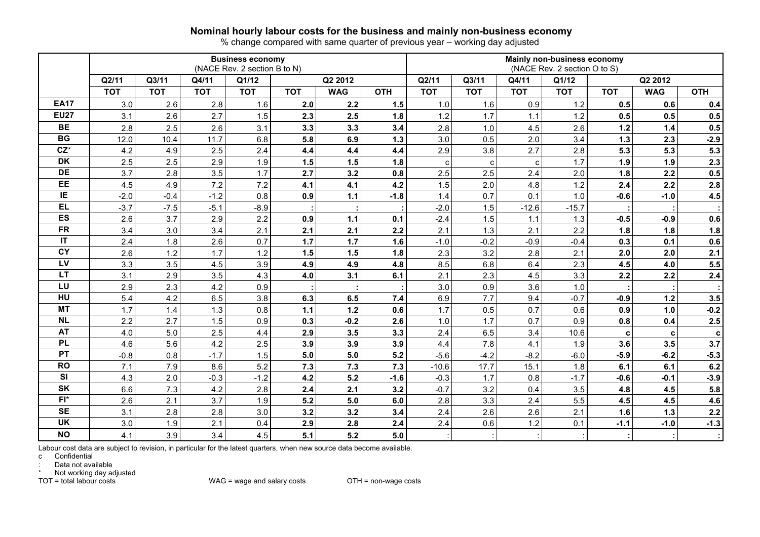**Nominal hourly labour costs for the business and mainly non-business economy**

% change compared with same quarter of previous year – working day adjusted

| | Business economy (NACE Rev. 2 section B to N) | | | | | | | Mainly non-business economy (NACE Rev. 2 section O to S) | | | | | | |
|---|---|---|---|---|---|---|---|---|---|---|---|---|---|---|
| | Q2/11 | Q3/11 | Q4/11 | Q1/12 | Q2 2012 | | | Q2/11 | Q3/11 | Q4/11 | Q1/12 | Q2 2012 | | |
| | TOT | TOT | TOT | TOT | TOT | WAG | OTH | TOT | TOT | TOT | TOT | TOT | WAG | OTH |
| **EA17** | 3.0 | 2.6 | 2.8 | 1.6 | **2.0** | **2.2** | **1.5** | 1.0 | 1.6 | 0.9 | 1.2 | **0.5** | **0.6** | **0.4** |
| **EU27** | 3.1 | 2.6 | 2.7 | 1.5 | **2.3** | **2.5** | **1.8** | 1.2 | 1.7 | 1.1 | 1.2 | **0.5** | **0.5** | **0.5** |
| **BE** | 2.8 | 2.5 | 2.6 | 3.1 | **3.3** | **3.3** | **3.4** | 2.8 | 1.0 | 4.5 | 2.6 | **1.2** | **1.4** | **0.5** |
| **BG** | 12.0 | 10.4 | 11.7 | 6.8 | **5.8** | **6.9** | **1.3** | 3.0 | 0.5 | 2.0 | 3.4 | **1.3** | **2.3** | **-2.9** |
| **CZ*** | 4.2 | 4.9 | 2.5 | 2.4 | **4.4** | **4.4** | **4.4** | 2.9 | 3.8 | 2.7 | 2.8 | **5.3** | **5.3** | **5.3** |
| **DK** | 2.5 | 2.5 | 2.9 | 1.9 | **1.5** | **1.5** | **1.8** | c | c | c | 1.7 | **1.9** | **1.9** | **2.3** |
| **DE** | 3.7 | 2.8 | 3.5 | 1.7 | **2.7** | **3.2** | **0.8** | 2.5 | 2.5 | 2.4 | 2.0 | **1.8** | **2.2** | **0.5** |
| **EE** | 4.5 | 4.9 | 7.2 | 7.2 | **4.1** | **4.1** | **4.2** | 1.5 | 2.0 | 4.8 | 1.2 | **2.4** | **2.2** | **2.8** |
| **IE** | -2.0 | -0.4 | -1.2 | 0.8 | **0.9** | **1.1** | **-1.8** | 1.4 | 0.7 | 0.1 | 1.0 | **-0.6** | **-1.0** | **4.5** |
| **EL** | -3.7 | -7.5 | -5.1 | -8.9 | **:** | **:** | **:** | -2.0 | 1.5 | -12.6 | -15.7 | **:** | **:** | **:** |
| **ES** | 2.6 | 3.7 | 2.9 | 2.2 | **0.9** | **1.1** | **0.1** | -2.4 | 1.5 | 1.1 | 1.3 | **-0.5** | **-0.9** | **0.6** |
| **FR** | 3.4 | 3.0 | 3.4 | 2.1 | **2.1** | **2.1** | **2.2** | 2.1 | 1.3 | 2.1 | 2.2 | **1.8** | **1.8** | **1.8** |
| **IT** | 2.4 | 1.8 | 2.6 | 0.7 | **1.7** | **1.7** | **1.6** | -1.0 | -0.2 | -0.9 | -0.4 | **0.3** | **0.1** | **0.6** |
| **CY** | 2.6 | 1.2 | 1.7 | 1.2 | **1.5** | **1.5** | **1.8** | 2.3 | 3.2 | 2.8 | 2.1 | **2.0** | **2.0** | **2.1** |
| **LV** | 3.3 | 3.5 | 4.5 | 3.9 | **4.9** | **4.9** | **4.8** | 8.5 | 6.8 | 6.4 | 2.3 | **4.5** | **4.0** | **5.5** |
| **LT** | 3.1 | 2.9 | 3.5 | 4.3 | **4.0** | **3.1** | **6.1** | 2.1 | 2.3 | 4.5 | 3.3 | **2.2** | **2.2** | **2.4** |
| **LU** | 2.9 | 2.3 | 4.2 | 0.9 | **:** | **:** | **:** | 3.0 | 0.9 | 3.6 | 1.0 | **:** | **:** | **:** |
| **HU** | 5.4 | 4.2 | 6.5 | 3.8 | **6.3** | **6.5** | **7.4** | 6.9 | 7.7 | 9.4 | -0.7 | **-0.9** | **1.2** | **3.5** |
| **MT** | 1.7 | 1.4 | 1.3 | 0.8 | **1.1** | **1.2** | **0.6** | 1.7 | 0.5 | 0.7 | 0.6 | **0.9** | **1.0** | **-0.2** |
| **NL** | 2.2 | 2.7 | 1.5 | 0.9 | **0.3** | **-0.2** | **2.6** | 1.0 | 1.7 | 0.7 | 0.9 | **0.8** | **0.4** | **2.5** |
| **AT** | 4.0 | 5.0 | 2.5 | 4.4 | **2.9** | **3.5** | **3.3** | 2.4 | 6.5 | 3.4 | 10.6 | **c** | **c** | **c** |
| **PL** | 4.6 | 5.6 | 4.2 | 2.5 | **3.9** | **3.9** | **3.9** | 4.4 | 7.8 | 4.1 | 1.9 | **3.6** | **3.5** | **3.7** |
| **PT** | -0.8 | 0.8 | -1.7 | 1.5 | **5.0** | **5.0** | **5.2** | -5.6 | -4.2 | -8.2 | -6.0 | **-5.9** | **-6.2** | **-5.3** |
| **RO** | 7.1 | 7.9 | 8.6 | 5.2 | **7.3** | **7.3** | **7.3** | -10.6 | 17.7 | 15.1 | 1.8 | **6.1** | **6.1** | **6.2** |
| **SI** | 4.3 | 2.0 | -0.3 | -1.2 | **4.2** | **5.2** | **-1.6** | -0.3 | 1.7 | 0.8 | -1.7 | **-0.6** | **-0.1** | **-3.9** |
| **SK** | 6.6 | 7.3 | 4.2 | 2.8 | **2.4** | **2.1** | **3.2** | -0.7 | 3.2 | 0.4 | 3.5 | **4.8** | **4.5** | **5.8** |
| **FI*** | 2.6 | 2.1 | 3.7 | 1.9 | **5.2** | **5.0** | **6.0** | 2.8 | 3.3 | 2.4 | 5.5 | **4.5** | **4.5** | **4.6** |
| **SE** | 3.1 | 2.8 | 2.8 | 3.0 | **3.2** | **3.2** | **3.4** | 2.4 | 2.6 | 2.6 | 2.1 | **1.6** | **1.3** | **2.2** |
| **UK** | 3.0 | 1.9 | 2.1 | 0.4 | **2.9** | **2.8** | **2.4** | 2.4 | 0.6 | 1.2 | 0.1 | **-1.1** | **-1.0** | **-1.3** |
| **NO** | 4.1 | 3.9 | 3.4 | 4.5 | **5.1** | **5.2** | **5.0** | : | : | : | : | **:** | **:** | **:** |

Labour cost data are subject to revision, in particular for the latest quarters, when new source data become available.

c Confidential

: Data not available

* Not working day adjusted

TOT = total labour costs WAG = wage and salary costs OTH = non-wage costs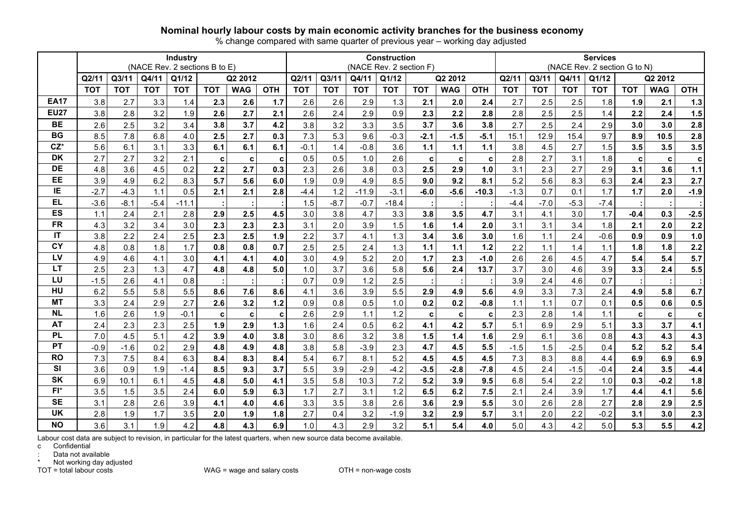**Nominal hourly labour costs by main economic activity branches for the business economy**

% change compared with same quarter of previous year – working day adjusted

| | Industry (NACE Rev. 2 sections B to E) | | | | | | | Construction (NACE Rev. 2 section F) | | | | | | | Services (NACE Rev. 2 section G to N) | | | | | | |
|---|---|---|---|---|---|---|---|---|---|---|---|---|---|---|---|---|---|---|---|---|---|
| | Q2/11 | Q3/11 | Q4/11 | Q1/12 | Q2 2012 | | | Q2/11 | Q3/11 | Q4/11 | Q1/12 | Q2 2012 | | | Q2/11 | Q3/11 | Q4/11 | Q1/12 | Q2 2012 | | |
| | TOT | TOT | TOT | TOT | TOT | WAG | OTH | TOT | TOT | TOT | TOT | TOT | WAG | OTH | TOT | TOT | TOT | TOT | TOT | WAG | OTH |
| **EA17** | 3.8 | 2.7 | 3.3 | 1.4 | **2.3** | **2.6** | **1.7** | 2.6 | 2.6 | 2.9 | 1.3 | **2.1** | **2.0** | **2.4** | 2.7 | 2.5 | 2.5 | 1.8 | **1.9** | **2.1** | **1.3** |
| **EU27** | 3.8 | 2.8 | 3.2 | 1.9 | **2.6** | **2.7** | **2.1** | 2.6 | 2.4 | 2.9 | 0.9 | **2.3** | **2.2** | **2.8** | 2.8 | 2.5 | 2.5 | 1.4 | **2.2** | **2.4** | **1.5** |
| **BE** | 2.6 | 2.5 | 3.2 | 3.4 | **3.8** | **3.7** | **4.2** | 3.8 | 3.2 | 3.3 | 3.5 | **3.7** | **3.6** | **3.8** | 2.7 | 2.5 | 2.4 | 2.9 | **3.0** | **3.0** | **2.8** |
| **BG** | 8.5 | 7.8 | 6.8 | 4.0 | **2.5** | **2.7** | **0.3** | 7.3 | 5.3 | 9.6 | -0.3 | **-2.1** | **-1.5** | **-5.1** | 15.1 | 12.9 | 15.4 | 9.7 | **8.9** | **10.5** | **2.8** |
| **CZ*** | 5.6 | 6.1 | 3.1 | 3.3 | **6.1** | **6.1** | **6.1** | -0.1 | 1.4 | -0.8 | 3.6 | **1.1** | **1.1** | **1.1** | 3.8 | 4.5 | 2.7 | 1.5 | **3.5** | **3.5** | **3.5** |
| **DK** | 2.7 | 2.7 | 3.2 | 2.1 | **c** | **c** | **c** | 0.5 | 0.5 | 1.0 | 2.6 | **c** | **c** | **c** | 2.8 | 2.7 | 3.1 | 1.8 | **c** | **c** | **c** |
| **DE** | 4.8 | 3.6 | 4.5 | 0.2 | **2.2** | **2.7** | **0.3** | 2.3 | 2.6 | 3.8 | 0.3 | **2.5** | **2.9** | **1.0** | 3.1 | 2.3 | 2.7 | 2.9 | **3.1** | **3.6** | **1.1** |
| **EE** | 3.9 | 4.9 | 6.2 | 8.3 | **5.7** | **5.6** | **6.0** | 1.9 | 0.9 | 4.9 | 8.5 | **9.0** | **9.2** | **8.1** | 5.2 | 5.6 | 8.3 | 6.3 | **2.4** | **2.3** | **2.7** |
| **IE** | -2.7 | -4.3 | 1.1 | 0.5 | **2.1** | **2.1** | **2.8** | -4.4 | 1.2 | -11.9 | -3.1 | **-6.0** | **-5.6** | **-10.3** | -1.3 | 0.7 | 0.1 | 1.7 | **1.7** | **2.0** | **-1.9** |
| **EL** | -3.6 | -8.1 | -5.4 | -11.1 | **:** | **:** | **:** | 1.5 | -8.7 | -0.7 | -18.4 | **:** | **:** | **:** | -4.4 | -7.0 | -5.3 | -7.4 | **:** | **:** | **:** |
| **ES** | 1.1 | 2.4 | 2.1 | 2.8 | **2.9** | **2.5** | **4.5** | 3.0 | 3.8 | 4.7 | 3.3 | **3.8** | **3.5** | **4.7** | 3.1 | 4.1 | 3.0 | 1.7 | **-0.4** | **0.3** | **-2.5** |
| **FR** | 4.3 | 3.2 | 3.4 | 3.0 | **2.3** | **2.3** | **2.3** | 3.1 | 2.0 | 3.9 | 1.5 | **1.6** | **1.4** | **2.0** | 3.1 | 3.1 | 3.4 | 1.8 | **2.1** | **2.0** | **2.2** |
| **IT** | 3.8 | 2.2 | 2.4 | 2.5 | **2.3** | **2.5** | **1.9** | 2.2 | 3.7 | 4.1 | 1.3 | **3.4** | **3.6** | **3.0** | 1.6 | 1.1 | 2.4 | -0.6 | **0.9** | **0.9** | **1.0** |
| **CY** | 4.8 | 0.8 | 1.8 | 1.7 | **0.8** | **0.8** | **0.7** | 2.5 | 2.5 | 2.4 | 1.3 | **1.1** | **1.1** | **1.2** | 2.2 | 1.1 | 1.4 | 1.1 | **1.8** | **1.8** | **2.2** |
| **LV** | 4.9 | 4.6 | 4.1 | 3.0 | **4.1** | **4.1** | **4.0** | 3.0 | 4.9 | 5.2 | 2.0 | **1.7** | **2.3** | **-1.0** | 2.6 | 2.6 | 4.5 | 4.7 | **5.4** | **5.4** | **5.7** |
| **LT** | 2.5 | 2.3 | 1.3 | 4.7 | **4.8** | **4.8** | **5.0** | 1.0 | 3.7 | 3.6 | 5.8 | **5.6** | **2.4** | **13.7** | 3.7 | 3.0 | 4.6 | 3.9 | **3.3** | **2.4** | **5.5** |
| **LU** | -1.5 | 2.6 | 4.1 | 0.8 | **:** | **:** | **:** | 0.7 | 0.9 | 1.2 | 2.5 | **:** | **:** | **:** | 3.9 | 2.4 | 4.6 | 0.7 | **:** | **:** | **:** |
| **HU** | 6.2 | 5.5 | 5.8 | 5.5 | **8.6** | **7.6** | **8.6** | 4.1 | 3.6 | 3.9 | 5.5 | **2.9** | **4.9** | **5.6** | 4.9 | 3.3 | 7.3 | 2.4 | **4.9** | **5.8** | **6.7** |
| **MT** | 3.3 | 2.4 | 2.9 | 2.7 | **2.6** | **3.2** | **1.2** | 0.9 | 0.8 | 0.5 | 1.0 | **0.2** | **0.2** | **-0.8** | 1.1 | 1.1 | 0.7 | 0.1 | **0.5** | **0.6** | **0.5** |
| **NL** | 1.6 | 2.6 | 1.9 | -0.1 | **c** | **c** | **c** | 2.6 | 2.9 | 1.1 | 1.2 | **c** | **c** | **c** | 2.3 | 2.8 | 1.4 | 1.1 | **c** | **c** | **c** |
| **AT** | 2.4 | 2.3 | 2.3 | 2.5 | **1.9** | **2.9** | **1.3** | 1.6 | 2.4 | 0.5 | 6.2 | **4.1** | **4.2** | **5.7** | 5.1 | 6.9 | 2.9 | 5.1 | **3.3** | **3.7** | **4.1** |
| **PL** | 7.0 | 4.5 | 5.1 | 4.2 | **3.9** | **4.0** | **3.8** | 3.0 | 8.6 | 3.2 | 3.8 | **1.5** | **1.4** | **1.6** | 2.9 | 6.1 | 3.6 | 0.8 | **4.3** | **4.3** | **4.3** |
| **PT** | -0.9 | -1.6 | 0.2 | 2.9 | **4.8** | **4.9** | **4.8** | 3.8 | 5.8 | -3.9 | 2.3 | **4.7** | **4.5** | **5.5** | -1.5 | 1.5 | -2.5 | 0.4 | **5.2** | **5.2** | **5.4** |
| **RO** | 7.3 | 7.5 | 8.4 | 6.3 | **8.4** | **8.3** | **8.4** | 5.4 | 6.7 | 8.1 | 5.2 | **4.5** | **4.5** | **4.5** | 7.3 | 8.3 | 8.8 | 4.4 | **6.9** | **6.9** | **6.9** |
| **SI** | 3.6 | 0.9 | 1.9 | -1.4 | **8.5** | **9.3** | **3.7** | 5.5 | 3.9 | -2.9 | -4.2 | **-3.5** | **-2.8** | **-7.8** | 4.5 | 2.4 | -1.5 | -0.4 | **2.4** | **3.5** | **-4.4** |
| **SK** | 6.9 | 10.1 | 6.1 | 4.5 | **4.8** | **5.0** | **4.1** | 3.5 | 5.8 | 10.3 | 7.2 | **5.2** | **3.9** | **9.5** | 6.8 | 5.4 | 2.2 | 1.0 | **0.3** | **-0.2** | **1.8** |
| **FI*** | 3.5 | 1.5 | 3.5 | 2.4 | **6.0** | **5.9** | **6.3** | 1.7 | 2.7 | 3.1 | 1.2 | **6.5** | **6.2** | **7.5** | 2.1 | 2.4 | 3.9 | 1.7 | **4.4** | **4.1** | **5.6** |
| **SE** | 3.1 | 2.8 | 2.6 | 3.9 | **4.1** | **4.0** | **4.6** | 3.3 | 3.5 | 3.8 | 2.6 | **3.6** | **2.9** | **5.5** | 3.0 | 2.6 | 2.8 | 2.7 | **2.8** | **2.9** | **2.5** |
| **UK** | 2.8 | 1.9 | 1.7 | 3.5 | **2.0** | **1.9** | **1.8** | 2.7 | 0.4 | 3.2 | -1.9 | **3.2** | **2.9** | **5.7** | 3.1 | 2.0 | 2.2 | -0.2 | **3.1** | **3.0** | **2.3** |
| **NO** | 3.6 | 3.1 | 1.9 | 4.2 | **4.8** | **4.3** | **6.9** | 1.0 | 4.3 | 2.9 | 3.2 | **5.1** | **5.4** | **4.0** | 5.0 | 4.3 | 4.2 | 5.0 | **5.3** | **5.5** | **4.2** |

Labour cost data are subject to revision, in particular for the latest quarters, when new source data become available.

c Confidential

: Data not available

* Not working day adjusted

TOT = total labour costs WAG = wage and salary costs OTH = non-wage costs